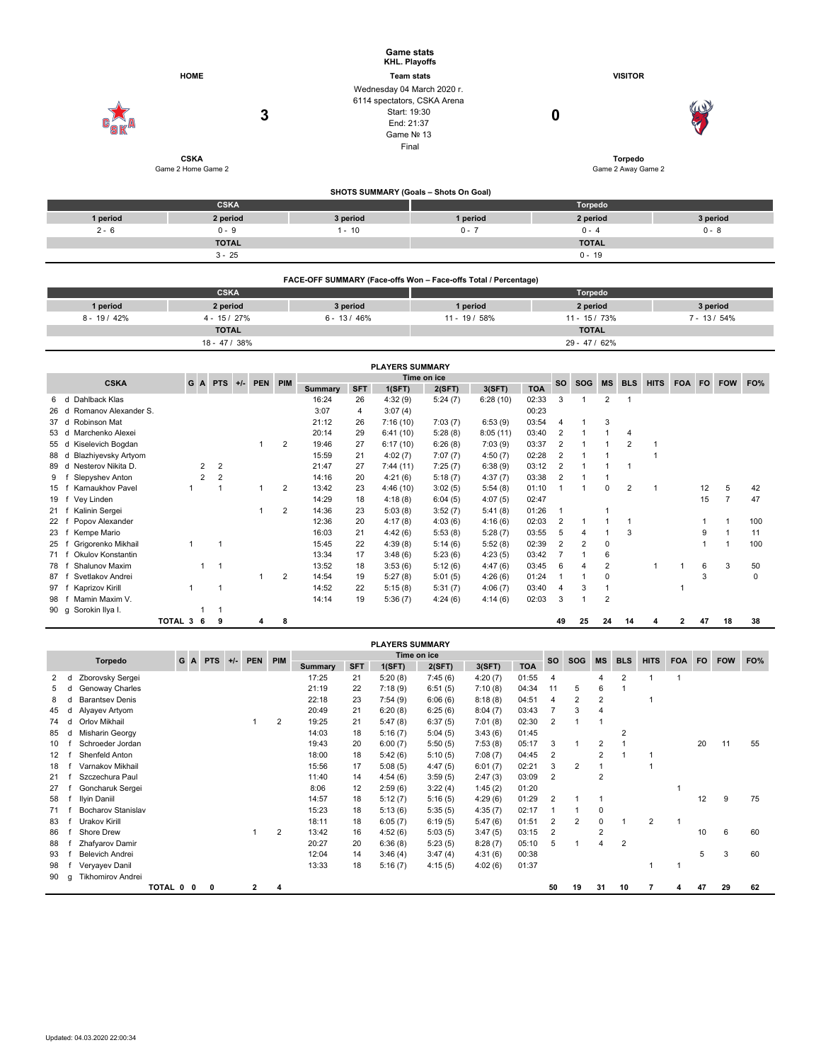# Game stats

**KHL. Playoffs**

**Team stats**

| HOME | | | VISITOR |
|---|---|---|---|
| **CSKA** | **3** | Wednesday 04 March 2020 г.<br>6114 spectators, CSKA Arena<br>Start: 19:30<br>End: 21:37<br>Game № 13<br>Final | **0** |
| Game 2 Home Game 2 | | | **Torpedo**<br>Game 2 Away Game 2 |

## SHOTS SUMMARY (Goals – Shots On Goal)

| CSKA | | | Torpedo | | |
|---|---|---|---|---|---|
| 1 period | 2 period | 3 period | 1 period | 2 period | 3 period |
| 2 - 6 | 0 - 9 | 1 - 10 | 0 - 7 | 0 - 4 | 0 - 8 |
| TOTAL | | | TOTAL | | |
| 3 - 25 | | | 0 - 19 | | |

## FACE-OFF SUMMARY (Face-offs Won – Face-offs Total / Percentage)

| CSKA | | | Torpedo | | |
|---|---|---|---|---|---|
| 1 period | 2 period | 3 period | 1 period | 2 period | 3 period |
| 8 - 19 / 42% | 4 - 15 / 27% | 6 - 13 / 46% | 11 - 19 / 58% | 11 - 15 / 73% | 7 - 13 / 54% |
| TOTAL | | | TOTAL | | |
| 18 - 47 / 38% | | | 29 - 47 / 62% | | |

## PLAYERS SUMMARY

| # | Pos | CSKA | G | A | PTS | +/- | PEN | PIM | Summary | SFT | 1(SFT) | 2(SFT) | 3(SFT) | TOA | SO | SOG | MS | BLS | HITS | FOA | FO | FOW | FO% |
|---|---|---|---|---|---|---|---|---|---|---|---|---|---|---|---|---|---|---|---|---|---|---|---|
| 6 | d | Dahlback Klas | | | | | | | 16:24 | 26 | 4:32 (9) | 5:24 (7) | 6:28 (10) | 02:33 | 3 | 1 | 2 | 1 | | | | | |
| 26 | d | Romanov Alexander S. | | | | | | | 3:07 | 4 | 3:07 (4) | | | 00:23 | | | | | | | | | |
| 37 | d | Robinson Mat | | | | | | | 21:12 | 26 | 7:16 (10) | 7:03 (7) | 6:53 (9) | 03:54 | 4 | 1 | 3 | | | | | | |
| 53 | d | Marchenko Alexei | | | | | | | 20:14 | 29 | 6:41 (10) | 5:28 (8) | 8:05 (11) | 03:40 | 2 | 1 | 1 | 4 | | | | | |
| 55 | d | Kiselevich Bogdan | | | | | 1 | 2 | 19:46 | 27 | 6:17 (10) | 6:26 (8) | 7:03 (9) | 03:37 | 2 | 1 | 1 | 2 | 1 | | | | |
| 88 | d | Blazhiyevsky Artyom | | | | | | | 15:59 | 21 | 4:02 (7) | 7:07 (7) | 4:50 (7) | 02:28 | 2 | 1 | 1 | | 1 | | | | |
| 89 | d | Nesterov Nikita D. | | 2 | 2 | | | | 21:47 | 27 | 7:44 (11) | 7:25 (7) | 6:38 (9) | 03:12 | 2 | 1 | 1 | 1 | | | | | |
| 9 | f | Slepyshev Anton | | 2 | 2 | | | | 14:16 | 20 | 4:21 (6) | 5:18 (7) | 4:37 (7) | 03:38 | 2 | 1 | 1 | | | | | | |
| 15 | f | Karnaukhov Pavel | 1 | | 1 | | 1 | 2 | 13:42 | 23 | 4:46 (10) | 3:02 (5) | 5:54 (8) | 01:10 | 1 | 1 | 0 | 2 | 1 | | 12 | 5 | 42 |
| 19 | f | Vey Linden | | | | | | | 14:29 | 18 | 4:18 (8) | 6:04 (5) | 4:07 (5) | 02:47 | | | | | | | 15 | 7 | 47 |
| 21 | f | Kalinin Sergei | | | | | 1 | 2 | 14:36 | 23 | 5:03 (8) | 3:52 (7) | 5:41 (8) | 01:26 | 1 | | 1 | | | | | | |
| 22 | f | Popov Alexander | | | | | | | 12:36 | 20 | 4:17 (8) | 4:03 (6) | 4:16 (6) | 02:03 | 2 | 1 | 1 | 1 | | | 1 | 1 | 100 |
| 23 | f | Kempe Mario | | | | | | | 16:03 | 21 | 4:42 (6) | 5:53 (8) | 5:28 (7) | 03:55 | 5 | 4 | 1 | 3 | | | 9 | 1 | 11 |
| 25 | f | Grigorenko Mikhail | 1 | | 1 | | | | 15:45 | 22 | 4:39 (8) | 5:14 (6) | 5:52 (8) | 02:39 | 2 | 2 | 0 | | | | 1 | 1 | 100 |
| 71 | f | Okulov Konstantin | | | | | | | 13:34 | 17 | 3:48 (6) | 5:23 (6) | 4:23 (5) | 03:42 | 7 | 1 | 6 | | | | | | |
| 78 | f | Shalunov Maxim | | 1 | 1 | | | | 13:52 | 18 | 3:53 (6) | 5:12 (6) | 4:47 (6) | 03:45 | 6 | 4 | 2 | | 1 | 1 | 6 | 3 | 50 |
| 87 | f | Svetlakov Andrei | | | | | 1 | 2 | 14:54 | 19 | 5:27 (8) | 5:01 (5) | 4:26 (6) | 01:24 | 1 | 1 | 0 | | | | 3 | | 0 |
| 97 | f | Kaprizov Kirill | 1 | | 1 | | | | 14:52 | 22 | 5:15 (8) | 5:31 (7) | 4:06 (7) | 03:40 | 4 | 3 | 1 | | | 1 | | | |
| 98 | f | Mamin Maxim V. | | | | | | | 14:14 | 19 | 5:36 (7) | 4:24 (6) | 4:14 (6) | 02:03 | 3 | 1 | 2 | | | | | | |
| 90 | g | Sorokin Ilya I. | | 1 | 1 | | | | | | | | | | | | | | | | | | |
| | | **TOTAL** | **3** | **6** | **9** | | **4** | **8** | | | | | | | **49** | **25** | **24** | **14** | **4** | **2** | **47** | **18** | **38** |

## PLAYERS SUMMARY

| # | Pos | Torpedo | G | A | PTS | +/- | PEN | PIM | Summary | SFT | 1(SFT) | 2(SFT) | 3(SFT) | TOA | SO | SOG | MS | BLS | HITS | FOA | FO | FOW | FO% |
|---|---|---|---|---|---|---|---|---|---|---|---|---|---|---|---|---|---|---|---|---|---|---|---|
| 2 | d | Zborovsky Sergei | | | | | | | 17:25 | 21 | 5:20 (8) | 7:45 (6) | 4:20 (7) | 01:55 | 4 | | 4 | 2 | 1 | 1 | | | |
| 5 | d | Genoway Charles | | | | | | | 21:19 | 22 | 7:18 (9) | 6:51 (5) | 7:10 (8) | 04:34 | 11 | 5 | 6 | 1 | | | | | |
| 8 | d | Barantsev Denis | | | | | | | 22:18 | 23 | 7:54 (9) | 6:06 (6) | 8:18 (8) | 04:51 | 4 | 2 | 2 | | 1 | | | | |
| 45 | d | Alyayev Artyom | | | | | | | 20:49 | 21 | 6:20 (8) | 6:25 (6) | 8:04 (7) | 03:43 | 7 | 3 | 4 | | | | | | |
| 74 | d | Orlov Mikhail | | | | | 1 | 2 | 19:25 | 21 | 5:47 (8) | 6:37 (5) | 7:01 (8) | 02:30 | 2 | 1 | 1 | | | | | | |
| 85 | d | Misharin Georgy | | | | | | | 14:03 | 18 | 5:16 (7) | 5:04 (5) | 3:43 (6) | 01:45 | | | | 2 | | | | | |
| 10 | f | Schroeder Jordan | | | | | | | 19:43 | 20 | 6:00 (7) | 5:50 (5) | 7:53 (8) | 05:17 | 3 | 1 | 2 | 1 | | | 20 | 11 | 55 |
| 12 | f | Shenfeld Anton | | | | | | | 18:00 | 18 | 5:42 (6) | 5:10 (5) | 7:08 (7) | 04:45 | 2 | | 2 | 1 | 1 | | | | |
| 18 | f | Varnakov Mikhail | | | | | | | 15:56 | 17 | 5:08 (5) | 4:47 (5) | 6:01 (7) | 02:21 | 3 | 2 | 1 | | 1 | | | | |
| 21 | f | Szczechura Paul | | | | | | | 11:40 | 14 | 4:54 (6) | 3:59 (5) | 2:47 (3) | 03:09 | 2 | | 2 | | | | | | |
| 27 | f | Goncharuk Sergei | | | | | | | 8:06 | 12 | 2:59 (6) | 3:22 (4) | 1:45 (2) | 01:20 | | | | | | 1 | | | |
| 58 | f | Ilyin Daniil | | | | | | | 14:57 | 18 | 5:12 (7) | 5:16 (5) | 4:29 (6) | 01:29 | 2 | 1 | 1 | | | | 12 | 9 | 75 |
| 71 | f | Bocharov Stanislav | | | | | | | 15:23 | 18 | 5:13 (6) | 5:35 (5) | 4:35 (7) | 02:17 | 1 | 1 | 0 | | | | | | |
| 83 | f | Urakov Kirill | | | | | | | 18:11 | 18 | 6:05 (7) | 6:19 (5) | 5:47 (6) | 01:51 | 2 | 2 | 0 | 1 | 2 | 1 | | | |
| 86 | f | Shore Drew | | | | | 1 | 2 | 13:42 | 16 | 4:52 (6) | 5:03 (5) | 3:47 (5) | 03:15 | 2 | | 2 | | | | 10 | 6 | 60 |
| 88 | f | Zhafyarov Damir | | | | | | | 20:27 | 20 | 6:36 (8) | 5:23 (5) | 8:28 (7) | 05:10 | 5 | 1 | 4 | 2 | | | | | |
| 93 | f | Belevich Andrei | | | | | | | 12:04 | 14 | 3:46 (4) | 3:47 (4) | 4:31 (6) | 00:38 | | | | | | | 5 | 3 | 60 |
| 98 | f | Veryayev Danil | | | | | | | 13:33 | 18 | 5:16 (7) | 4:15 (5) | 4:02 (6) | 01:37 | | | | | 1 | 1 | | | |
| 90 | g | Tikhomirov Andrei | | | | | | | | | | | | | | | | | | | | | |
| | | **TOTAL** | **0** | **0** | **0** | | **2** | **4** | | | | | | | **50** | **19** | **31** | **10** | **7** | **4** | **47** | **29** | **62** |

Updated: 04.03.2020 22:00:34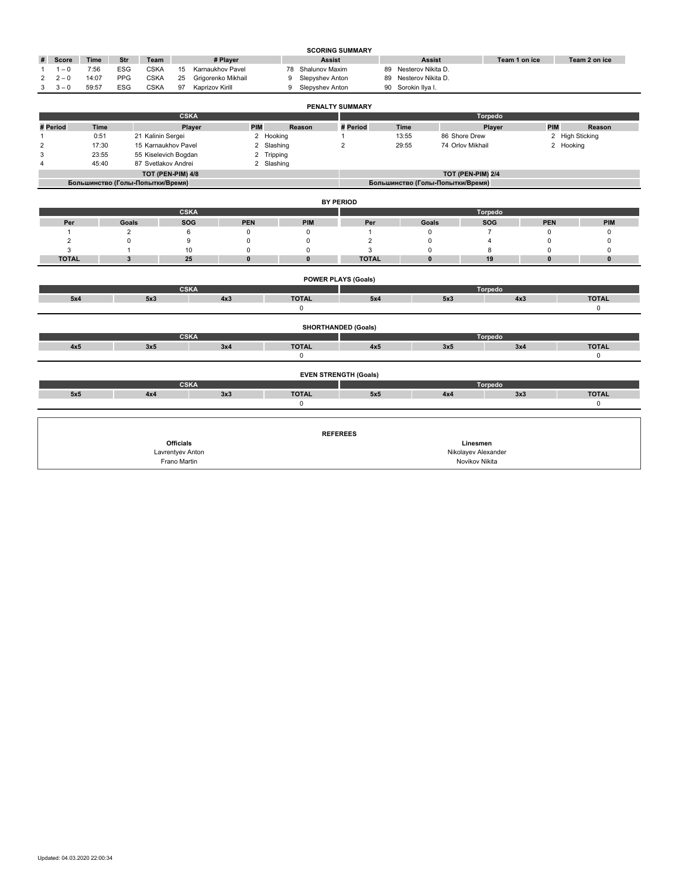## SCORING SUMMARY

| # | Score | Time | Str | Team | # Player | Assist | Assist | Team 1 on ice | Team 2 on ice |
|---|---|---|---|---|---|---|---|---|---|
| 1 | 1 – 0 | 7:56 | ESG | CSKA | 15 Karnaukhov Pavel | 78 Shalunov Maxim | 89 Nesterov Nikita D. | | |
| 2 | 2 – 0 | 14:07 | PPG | CSKA | 25 Grigorenko Mikhail | 9 Slepyshev Anton | 89 Nesterov Nikita D. | | |
| 3 | 3 – 0 | 59:57 | ESG | CSKA | 97 Kaprizov Kirill | 9 Slepyshev Anton | 90 Sorokin Ilya I. | | |

## PENALTY SUMMARY

| CSKA | | | | | Torpedo | | | | |
|---|---|---|---|---|---|---|---|---|---|
| # Period | Time | Player | PIM | Reason | # Period | Time | Player | PIM | Reason |
| 1 | 0:51 | 21 Kalinin Sergei | 2 | Hooking | 1 | 13:55 | 86 Shore Drew | 2 | High Sticking |
| 2 | 17:30 | 15 Karnaukhov Pavel | 2 | Slashing | 2 | 29:55 | 74 Orlov Mikhail | 2 | Hooking |
| 3 | 23:55 | 55 Kiselevich Bogdan | 2 | Tripping | | | | | |
| 4 | 45:40 | 87 Svetlakov Andrei | 2 | Slashing | | | | | |
| TOT (PEN-PIM) 4/8 | | | | | TOT (PEN-PIM) 2/4 | | | | |
| Большинство (Голы-Попытки/Время) | | | | | Большинство (Голы-Попытки/Время) | | | | |

## BY PERIOD

| CSKA | | | | | Torpedo | | | | |
|---|---|---|---|---|---|---|---|---|---|
| Per | Goals | SOG | PEN | PIM | Per | Goals | SOG | PEN | PIM |
| 1 | 2 | 6 | 0 | 0 | 1 | 0 | 7 | 0 | 0 |
| 2 | 0 | 9 | 0 | 0 | 2 | 0 | 4 | 0 | 0 |
| 3 | 1 | 10 | 0 | 0 | 3 | 0 | 8 | 0 | 0 |
| **TOTAL** | **3** | **25** | **0** | **0** | **TOTAL** | **0** | **19** | **0** | **0** |

## POWER PLAYS (Goals)

| CSKA | | | | Torpedo | | | |
|---|---|---|---|---|---|---|---|
| 5x4 | 5x3 | 4x3 | TOTAL | 5x4 | 5x3 | 4x3 | TOTAL |
| | | | 0 | | | | 0 |

## SHORTHANDED (Goals)

| CSKA | | | | Torpedo | | | |
|---|---|---|---|---|---|---|---|
| 4x5 | 3x5 | 3x4 | TOTAL | 4x5 | 3x5 | 3x4 | TOTAL |
| | | | 0 | | | | 0 |

## EVEN STRENGTH (Goals)

| CSKA | | | | Torpedo | | | |
|---|---|---|---|---|---|---|---|
| 5x5 | 4x4 | 3x3 | TOTAL | 5x5 | 4x4 | 3x3 | TOTAL |
| | | | 0 | | | | 0 |

## REFEREES

| Officials | Linesmen |
|---|---|
| Lavrentyev Anton | Nikolayev Alexander |
| Frano Martin | Novikov Nikita |

Updated: 04.03.2020 22:00:34